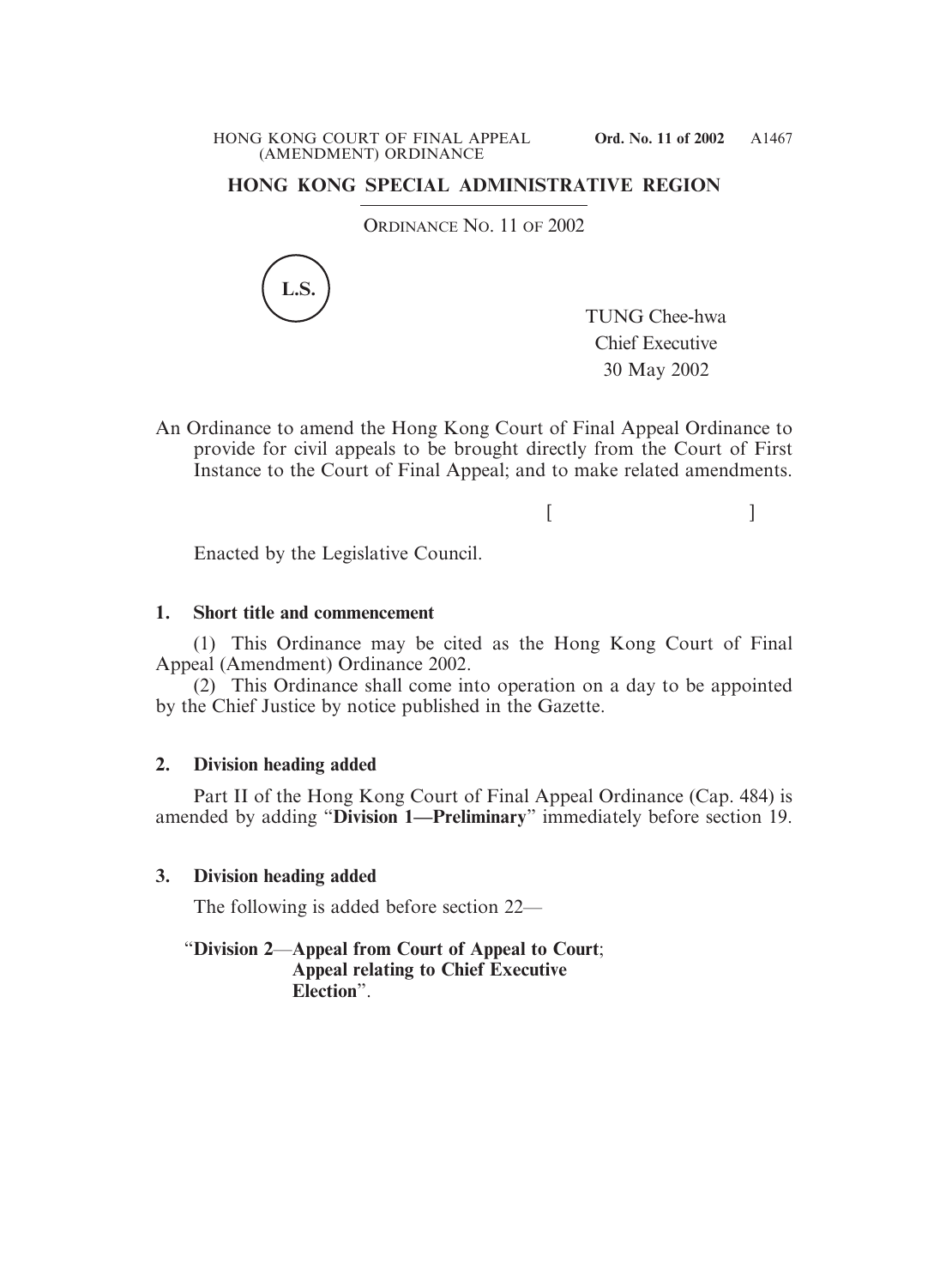# HONG KONG SPECIAL ADMINISTRATIVE REGION

ORDINANCE NO. 11 OF 2002

L.S.

TUNG Chee-hwa
Chief Executive
30 May 2002

An Ordinance to amend the Hong Kong Court of Final Appeal Ordinance to provide for civil appeals to be brought directly from the Court of First Instance to the Court of Final Appeal; and to make related amendments.

[ ]

Enacted by the Legislative Council.

**1. Short title and commencement**

(1) This Ordinance may be cited as the Hong Kong Court of Final Appeal (Amendment) Ordinance 2002.

(2) This Ordinance shall come into operation on a day to be appointed by the Chief Justice by notice published in the Gazette.

**2. Division heading added**

Part II of the Hong Kong Court of Final Appeal Ordinance (Cap. 484) is amended by adding "**Division 1—Preliminary**" immediately before section 19.

**3. Division heading added**

The following is added before section 22—

"**Division 2**—**Appeal from Court of Appeal to Court**; **Appeal relating to Chief Executive Election**".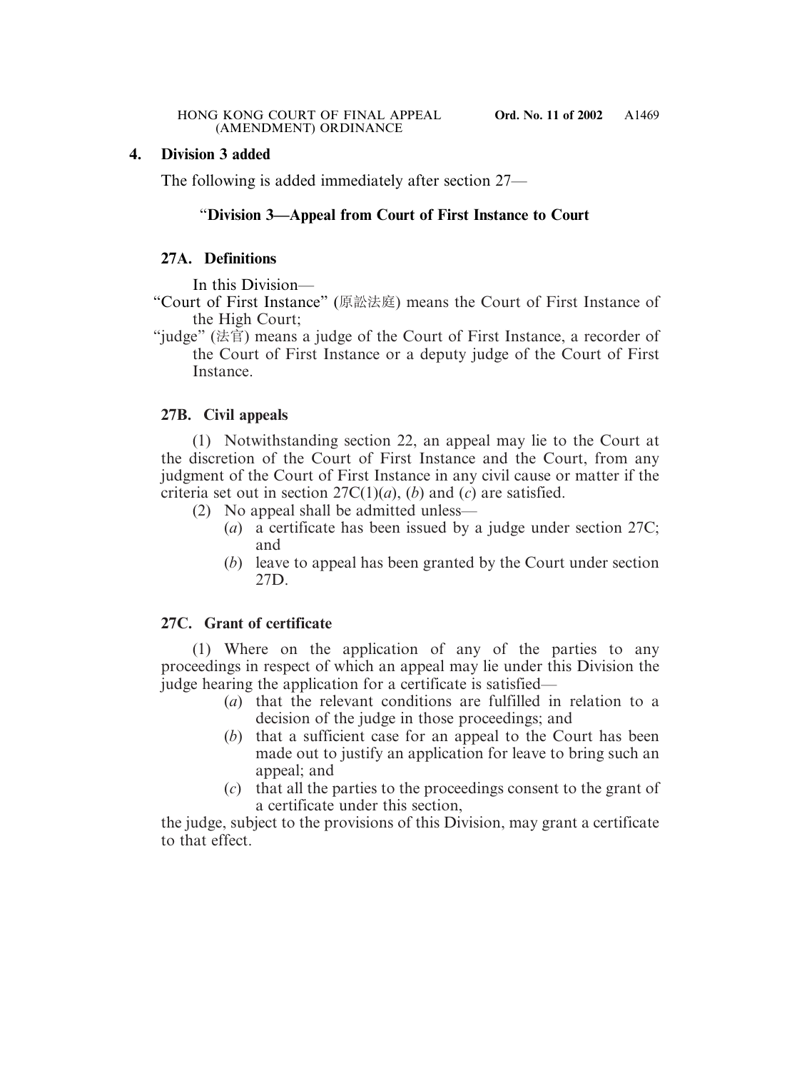## 4. Division 3 added

The following is added immediately after section 27—

### "Division 3—Appeal from Court of First Instance to Court

#### 27A. Definitions

In this Division—

"Court of First Instance" (原訟法庭) means the Court of First Instance of the High Court;

"judge" (法官) means a judge of the Court of First Instance, a recorder of the Court of First Instance or a deputy judge of the Court of First Instance.

#### 27B. Civil appeals

(1) Notwithstanding section 22, an appeal may lie to the Court at the discretion of the Court of First Instance and the Court, from any judgment of the Court of First Instance in any civil cause or matter if the criteria set out in section 27C(1)(*a*), (*b*) and (*c*) are satisfied.

(2) No appeal shall be admitted unless—

(*a*) a certificate has been issued by a judge under section 27C; and

(*b*) leave to appeal has been granted by the Court under section 27D.

#### 27C. Grant of certificate

(1) Where on the application of any of the parties to any proceedings in respect of which an appeal may lie under this Division the judge hearing the application for a certificate is satisfied—

(*a*) that the relevant conditions are fulfilled in relation to a decision of the judge in those proceedings; and

(*b*) that a sufficient case for an appeal to the Court has been made out to justify an application for leave to bring such an appeal; and

(*c*) that all the parties to the proceedings consent to the grant of a certificate under this section,

the judge, subject to the provisions of this Division, may grant a certificate to that effect.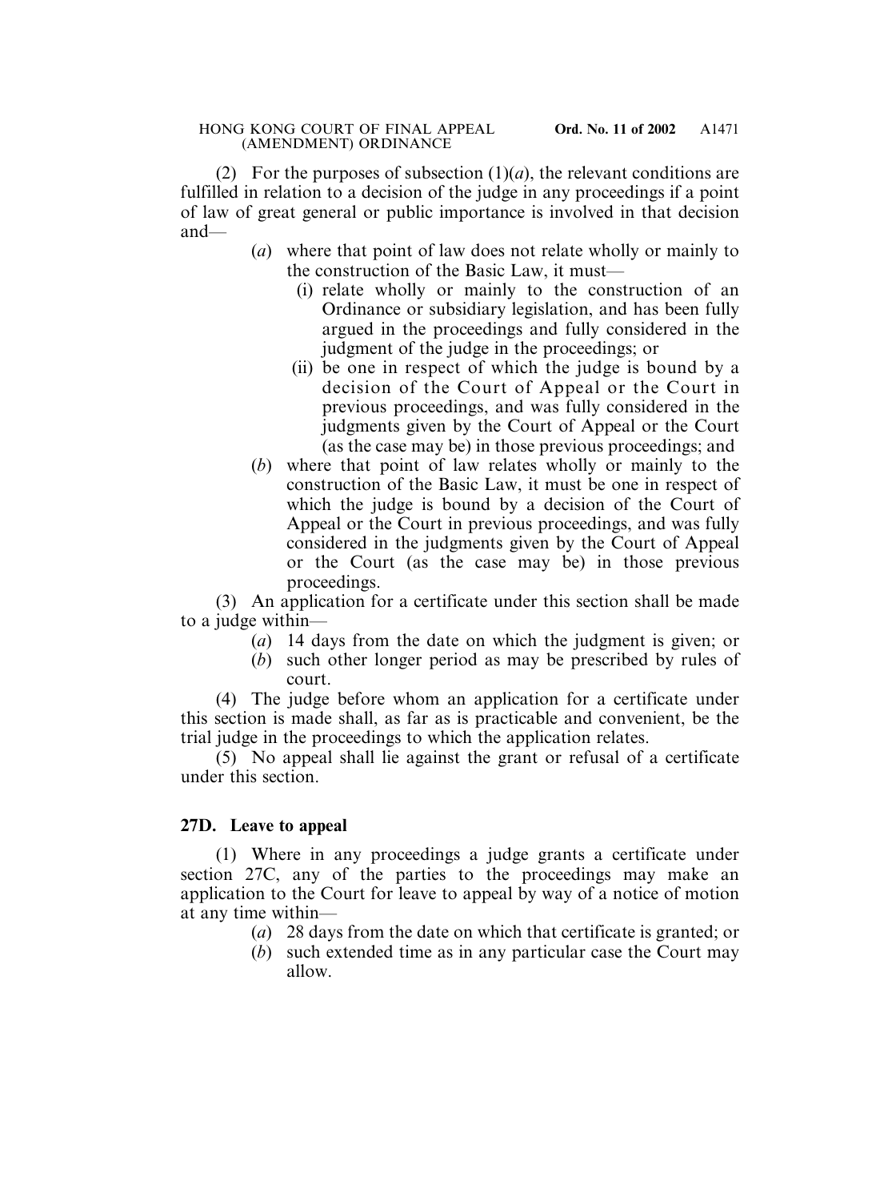(2) For the purposes of subsection (1)(*a*), the relevant conditions are fulfilled in relation to a decision of the judge in any proceedings if a point of law of great general or public importance is involved in that decision and—

- (*a*) where that point of law does not relate wholly or mainly to the construction of the Basic Law, it must—
  - (i) relate wholly or mainly to the construction of an Ordinance or subsidiary legislation, and has been fully argued in the proceedings and fully considered in the judgment of the judge in the proceedings; or
  - (ii) be one in respect of which the judge is bound by a decision of the Court of Appeal or the Court in previous proceedings, and was fully considered in the judgments given by the Court of Appeal or the Court (as the case may be) in those previous proceedings; and
- (*b*) where that point of law relates wholly or mainly to the construction of the Basic Law, it must be one in respect of which the judge is bound by a decision of the Court of Appeal or the Court in previous proceedings, and was fully considered in the judgments given by the Court of Appeal or the Court (as the case may be) in those previous proceedings.

(3) An application for a certificate under this section shall be made to a judge within—

- (*a*) 14 days from the date on which the judgment is given; or
- (*b*) such other longer period as may be prescribed by rules of court.

(4) The judge before whom an application for a certificate under this section is made shall, as far as is practicable and convenient, be the trial judge in the proceedings to which the application relates.

(5) No appeal shall lie against the grant or refusal of a certificate under this section.

**27D. Leave to appeal**

(1) Where in any proceedings a judge grants a certificate under section 27C, any of the parties to the proceedings may make an application to the Court for leave to appeal by way of a notice of motion at any time within—

- (*a*) 28 days from the date on which that certificate is granted; or
- (*b*) such extended time as in any particular case the Court may allow.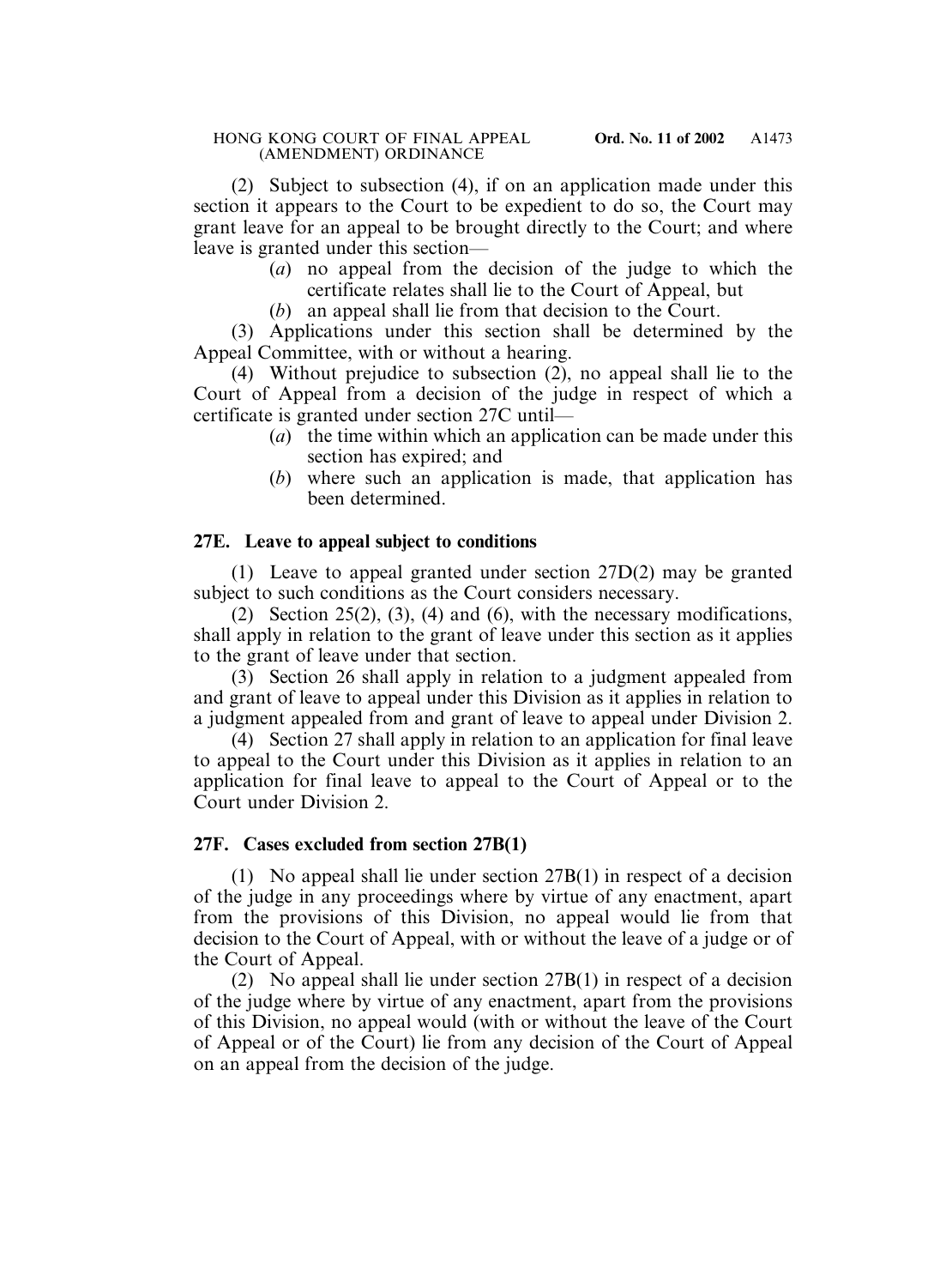(2) Subject to subsection (4), if on an application made under this section it appears to the Court to be expedient to do so, the Court may grant leave for an appeal to be brought directly to the Court; and where leave is granted under this section—

(*a*) no appeal from the decision of the judge to which the certificate relates shall lie to the Court of Appeal, but

(*b*) an appeal shall lie from that decision to the Court.

(3) Applications under this section shall be determined by the Appeal Committee, with or without a hearing.

(4) Without prejudice to subsection (2), no appeal shall lie to the Court of Appeal from a decision of the judge in respect of which a certificate is granted under section 27C until—

(*a*) the time within which an application can be made under this section has expired; and

(*b*) where such an application is made, that application has been determined.

**27E. Leave to appeal subject to conditions**

(1) Leave to appeal granted under section 27D(2) may be granted subject to such conditions as the Court considers necessary.

(2) Section 25(2), (3), (4) and (6), with the necessary modifications, shall apply in relation to the grant of leave under this section as it applies to the grant of leave under that section.

(3) Section 26 shall apply in relation to a judgment appealed from and grant of leave to appeal under this Division as it applies in relation to a judgment appealed from and grant of leave to appeal under Division 2.

(4) Section 27 shall apply in relation to an application for final leave to appeal to the Court under this Division as it applies in relation to an application for final leave to appeal to the Court of Appeal or to the Court under Division 2.

**27F. Cases excluded from section 27B(1)**

(1) No appeal shall lie under section 27B(1) in respect of a decision of the judge in any proceedings where by virtue of any enactment, apart from the provisions of this Division, no appeal would lie from that decision to the Court of Appeal, with or without the leave of a judge or of the Court of Appeal.

(2) No appeal shall lie under section 27B(1) in respect of a decision of the judge where by virtue of any enactment, apart from the provisions of this Division, no appeal would (with or without the leave of the Court of Appeal or of the Court) lie from any decision of the Court of Appeal on an appeal from the decision of the judge.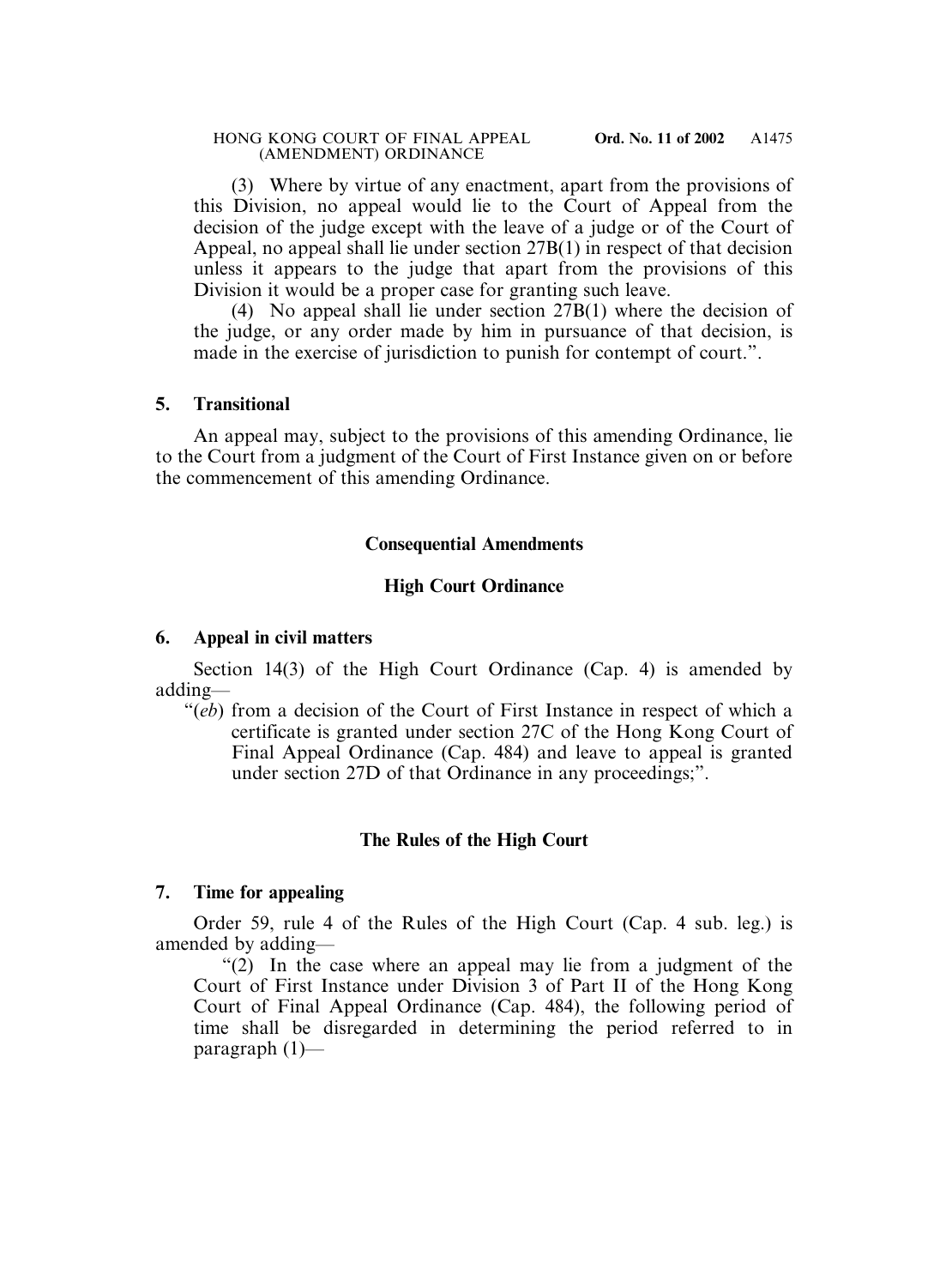(3) Where by virtue of any enactment, apart from the provisions of this Division, no appeal would lie to the Court of Appeal from the decision of the judge except with the leave of a judge or of the Court of Appeal, no appeal shall lie under section 27B(1) in respect of that decision unless it appears to the judge that apart from the provisions of this Division it would be a proper case for granting such leave.

(4) No appeal shall lie under section 27B(1) where the decision of the judge, or any order made by him in pursuance of that decision, is made in the exercise of jurisdiction to punish for contempt of court.".

**5. Transitional**

An appeal may, subject to the provisions of this amending Ordinance, lie to the Court from a judgment of the Court of First Instance given on or before the commencement of this amending Ordinance.

**Consequential Amendments**

**High Court Ordinance**

**6. Appeal in civil matters**

Section 14(3) of the High Court Ordinance (Cap. 4) is amended by adding—

"(*eb*) from a decision of the Court of First Instance in respect of which a certificate is granted under section 27C of the Hong Kong Court of Final Appeal Ordinance (Cap. 484) and leave to appeal is granted under section 27D of that Ordinance in any proceedings;".

**The Rules of the High Court**

**7. Time for appealing**

Order 59, rule 4 of the Rules of the High Court (Cap. 4 sub. leg.) is amended by adding—

"(2) In the case where an appeal may lie from a judgment of the Court of First Instance under Division 3 of Part II of the Hong Kong Court of Final Appeal Ordinance (Cap. 484), the following period of time shall be disregarded in determining the period referred to in paragraph (1)—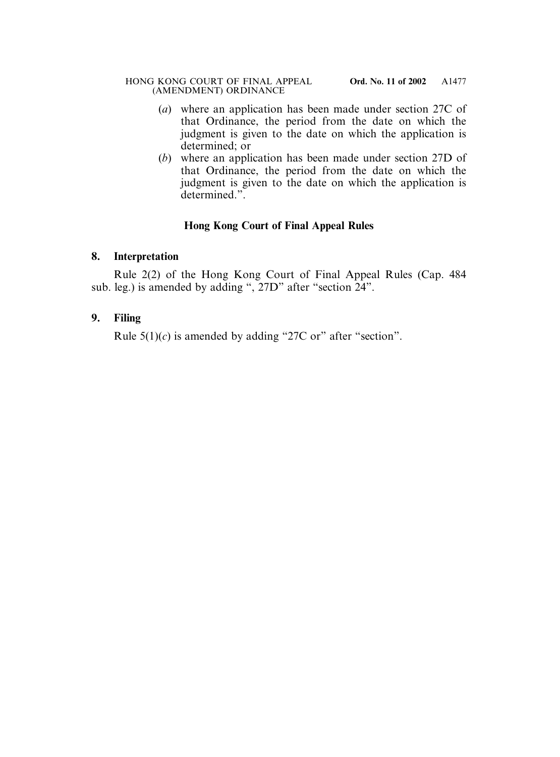(*a*) where an application has been made under section 27C of that Ordinance, the period from the date on which the judgment is given to the date on which the application is determined; or

(*b*) where an application has been made under section 27D of that Ordinance, the period from the date on which the judgment is given to the date on which the application is determined.".

## Hong Kong Court of Final Appeal Rules

**8. Interpretation**

Rule 2(2) of the Hong Kong Court of Final Appeal Rules (Cap. 484 sub. leg.) is amended by adding ", 27D" after "section 24".

**9. Filing**

Rule 5(1)(*c*) is amended by adding "27C or" after "section".